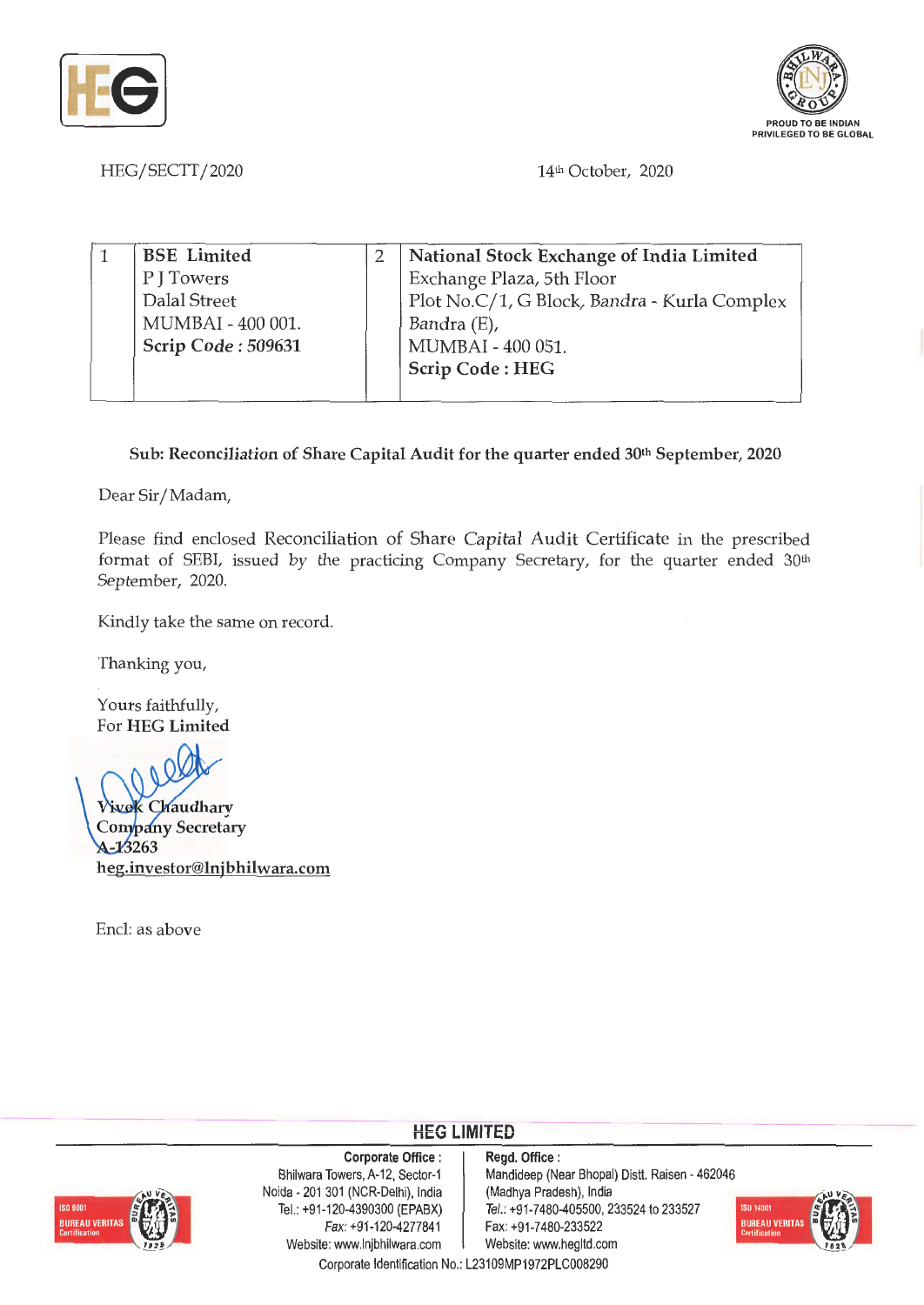HEG/SECTT/2020

14th October, 2020

| 1 | **BSE Limited**<br>P J Towers<br>Dalal Street<br>MUMBAI - 400 001.<br>**Scrip Code : 509631** | 2 | **National Stock Exchange of India Limited**<br>Exchange Plaza, 5th Floor<br>Plot No.C/1, G Block, Bandra - Kurla Complex<br>Bandra (E),<br>MUMBAI - 400 051.<br>**Scrip Code : HEG** |
|---|---|---|---|

**Sub: Reconciliation of Share Capital Audit for the quarter ended 30th September, 2020**

Dear Sir/Madam,

Please find enclosed Reconciliation of Share Capital Audit Certificate in the prescribed format of SEBI, issued by the practicing Company Secretary, for the quarter ended 30th September, 2020.

Kindly take the same on record.

Thanking you,

Yours faithfully,
For **HEG Limited**

**Vivek Chaudhary**
**Company Secretary**
**A-13263**
**heg.investor@lnjbhilwara.com**

Encl: as above

**HEG LIMITED**

**Corporate Office :**
Bhilwara Towers, A-12, Sector-1
Noida - 201 301 (NCR-Delhi), India
Tel.: +91-120-4390300 (EPABX)
Fax: +91-120-4277841
Website: www.lnjbhilwara.com

**Regd. Office :**
Mandideep (Near Bhopal) Distt. Raisen - 462046
(Madhya Pradesh), India
Tel.: +91-7480-405500, 233524 to 233527
Fax: +91-7480-233522
Website: www.hegltd.com

Corporate Identification No.: L23109MP1972PLC008290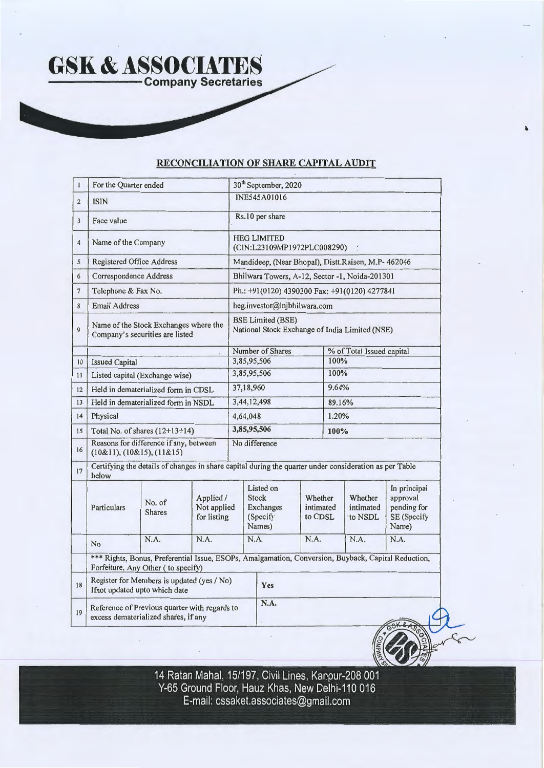# GSK & ASSOCIATES

**Company Secretaries**

## RECONCILIATION OF SHARE CAPITAL AUDIT

| | | | | | | | |
|---|---|---|---|---|---|---|---|
| 1 | For the Quarter ended | | | 30th September, 2020 | | | |
| 2 | ISIN | | | INE545A01016 | | | |
| 3 | Face value | | | Rs.10 per share | | | |
| 4 | Name of the Company | | | HEG LIMITED (CIN:L23109MP1972PLC008290) | | | |
| 5 | Registered Office Address | | | Mandideep, (Near Bhopal), Distt.Raisen, M.P- 462046 | | | |
| 6 | Correspondence Address | | | Bhilwara Towers, A-12, Sector -1, Noida-201301 | | | |
| 7 | Telephone & Fax No. | | | Ph.: +91(0120) 4390300 Fax: +91(0120) 4277841 | | | |
| 8 | Email Address | | | heg.investor@lnjbhilwara.com | | | |
| 9 | Name of the Stock Exchanges where the Company's securities are listed | | | BSE Limited (BSE) National Stock Exchange of India Limited (NSE) | | | |
| | | | | Number of Shares | | % of Total Issued capital | |
| 10 | Issued Capital | | | 3,85,95,506 | | 100% | |
| 11 | Listed capital (Exchange wise) | | | 3,85,95,506 | | 100% | |
| 12 | Held in dematerialized form in CDSL | | | 37,18,960 | | 9.64% | |
| 13 | Held in dematerialized form in NSDL | | | 3,44,12,498 | | 89.16% | |
| 14 | Physical | | | 4,64,048 | | 1.20% | |
| 15 | Total No. of shares (12+13+14) | | | 3,85,95,506 | | 100% | |
| 16 | Reasons for difference if any, between (10&11), (10&15), (11&15) | | | No difference | | | |
| 17 | Certifying the details of changes in share capital during the quarter under consideration as per Table below | | | | | | |
| | Particulars | No. of Shares | Applied / Not applied for listing | Listed on Stock Exchanges (Specify Names) | Whether intimated to CDSL | Whether intimated to NSDL | In principal approval pending for SE (Specify Name) |
| | No | N.A. | N.A. | N.A. | N.A. | N.A. | N.A. |
| | *** Rights, Bonus, Preferential Issue, ESOPs, Amalgamation, Conversion, Buyback, Capital Reduction, Forfeiture, Any Other ( to specify) | | | | | | |
| 18 | Register for Members is updated (yes / No) If not updated upto which date | | | Yes | | | |
| 19 | Reference of Previous quarter with regards to excess dematerialized shares, if any | | | N.A. | | | |

14 Ratan Mahal, 15/197, Civil Lines, Kanpur-208 001
Y-65 Ground Floor, Hauz Khas, New Delhi-110 016
E-mail: cssaket.associates@gmail.com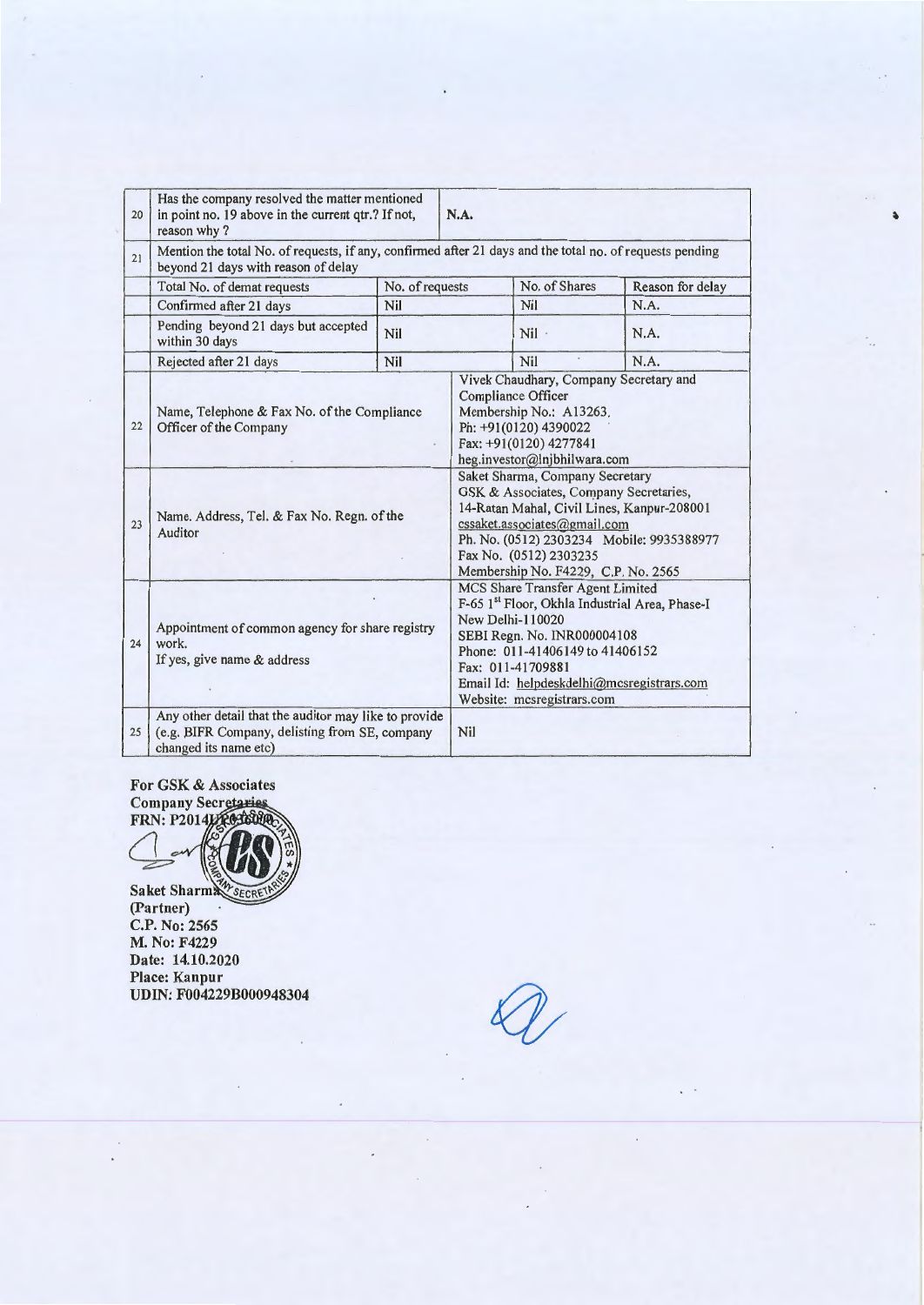| | | | | | |
|---|---|---|---|---|---|
| 20 | Has the company resolved the matter mentioned in point no. 19 above in the current qtr.? If not, reason why ? | | N.A. | | |
| 21 | Mention the total No. of requests, if any, confirmed after 21 days and the total no. of requests pending beyond 21 days with reason of delay | | | | |
| | Total No. of demat requests | No. of requests | | No. of Shares | Reason for delay |
| | Confirmed after 21 days | Nil | | Nil | N.A. |
| | Pending beyond 21 days but accepted within 30 days | Nil | | Nil | N.A. |
| | Rejected after 21 days | Nil | | Nil | N.A. |
| 22 | Name, Telephone & Fax No. of the Compliance Officer of the Company | | Vivek Chaudhary, Company Secretary and Compliance Officer<br>Membership No.: A13263.<br>Ph: +91(0120) 4390022<br>Fax: +91(0120) 4277841<br>heg.investor@lnjbhilwara.com | | |
| 23 | Name. Address, Tel. & Fax No. Regn. of the Auditor | | Saket Sharma, Company Secretary<br>GSK & Associates, Company Secretaries,<br>14-Ratan Mahal, Civil Lines, Kanpur-208001<br>cssaket.associates@gmail.com<br>Ph. No. (0512) 2303234 Mobile: 9935388977<br>Fax No. (0512) 2303235<br>Membership No. F4229, C.P. No. 2565 | | |
| 24 | Appointment of common agency for share registry work.<br>If yes, give name & address | | MCS Share Transfer Agent Limited<br>F-65 1st Floor, Okhla Industrial Area, Phase-I<br>New Delhi-110020<br>SEBI Regn. No. INR000004108<br>Phone: 011-41406149 to 41406152<br>Fax: 011-41709881<br>Email Id: helpdeskdelhi@mcsregistrars.com<br>Website: mcsregistrars.com | | |
| 25 | Any other detail that the auditor may like to provide (e.g. BIFR Company, delisting from SE, company changed its name etc) | | Nil | | |

**For GSK & Associates**
**Company Secretaries**
**FRN: P2014UP036800**

**Saket Sharma**
**(Partner)**
**C.P. No: 2565**
**M. No: F4229**
**Date: 14.10.2020**
**Place: Kanpur**
**UDIN: F004229B000948304**